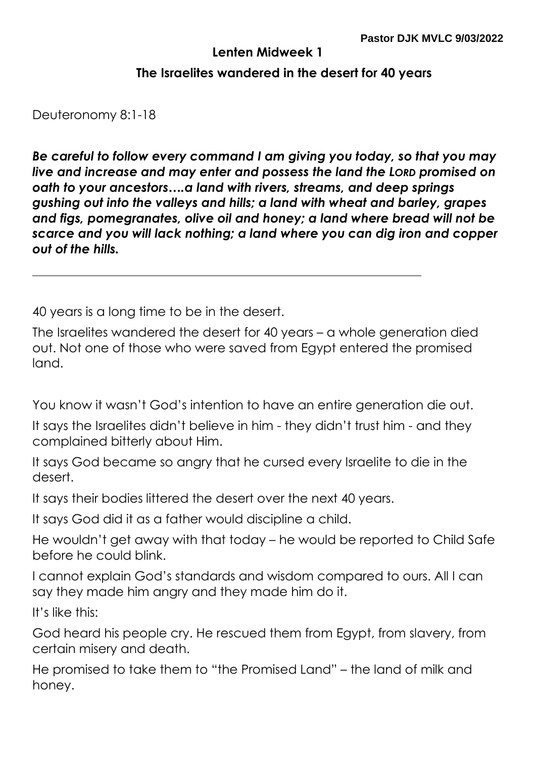**Pastor DJK MVLC 9/03/2022**

## Lenten Midweek 1

### The Israelites wandered in the desert for 40 years

Deuteronomy 8:1-18

***Be careful to follow every command I am giving you today, so that you may live and increase and may enter and possess the land the LORD promised on oath to your ancestors….a land with rivers, streams, and deep springs gushing out into the valleys and hills; a land with wheat and barley, grapes and figs, pomegranates, olive oil and honey; a land where bread will not be scarce and you will lack nothing; a land where you can dig iron and copper out of the hills.***

---

40 years is a long time to be in the desert.

The Israelites wandered the desert for 40 years – a whole generation died out. Not one of those who were saved from Egypt entered the promised land.

You know it wasn't God's intention to have an entire generation die out.

It says the Israelites didn't believe in him - they didn't trust him - and they complained bitterly about Him.

It says God became so angry that he cursed every Israelite to die in the desert.

It says their bodies littered the desert over the next 40 years.

It says God did it as a father would discipline a child.

He wouldn't get away with that today – he would be reported to Child Safe before he could blink.

I cannot explain God's standards and wisdom compared to ours. All I can say they made him angry and they made him do it.

It's like this:

God heard his people cry. He rescued them from Egypt, from slavery, from certain misery and death.

He promised to take them to "the Promised Land" – the land of milk and honey.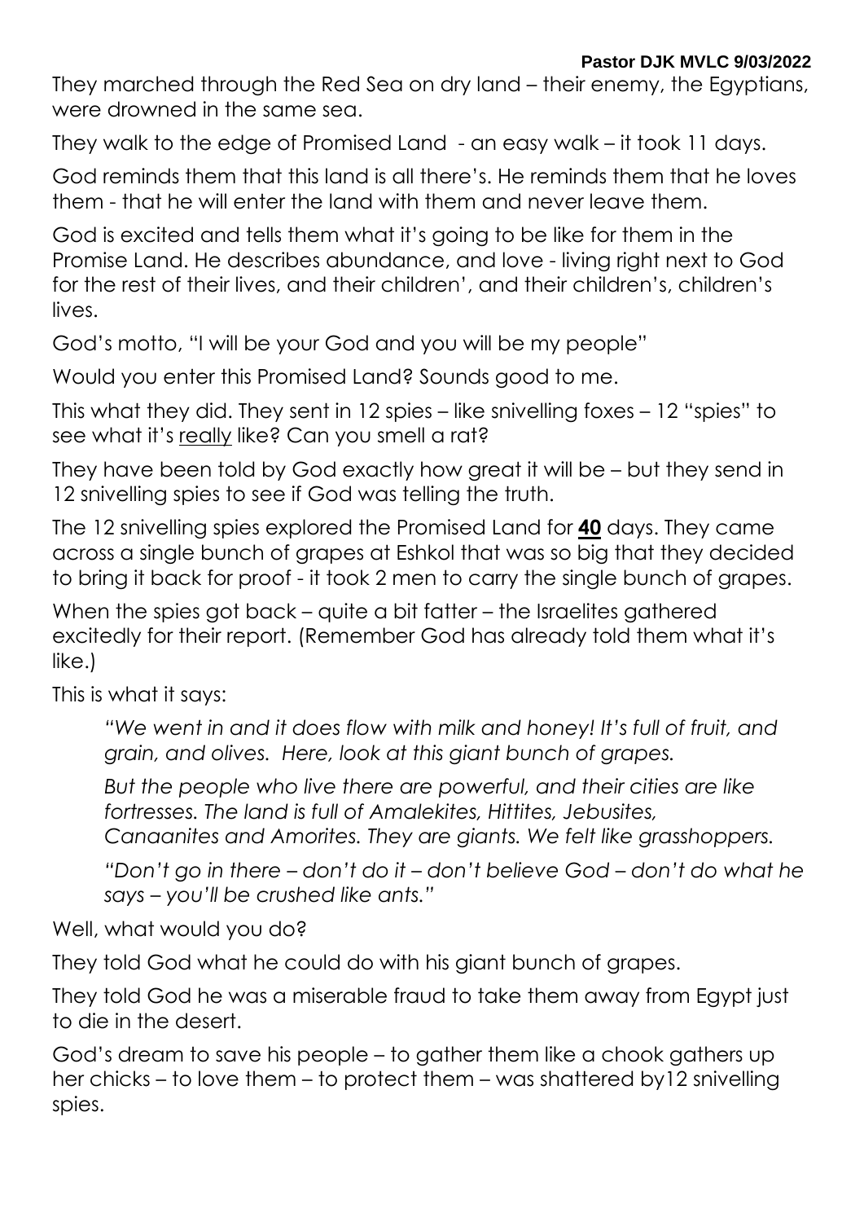They marched through the Red Sea on dry land – their enemy, the Egyptians, were drowned in the same sea.

They walk to the edge of Promised Land - an easy walk – it took 11 days.

God reminds them that this land is all there's. He reminds them that he loves them - that he will enter the land with them and never leave them.

God is excited and tells them what it's going to be like for them in the Promise Land. He describes abundance, and love - living right next to God for the rest of their lives, and their children', and their children's, children's lives.

God's motto, "I will be your God and you will be my people"

Would you enter this Promised Land? Sounds good to me.

This what they did. They sent in 12 spies – like snivelling foxes – 12 "spies" to see what it's <u>really</u> like? Can you smell a rat?

They have been told by God exactly how great it will be – but they send in 12 snivelling spies to see if God was telling the truth.

The 12 snivelling spies explored the Promised Land for <u>**40**</u> days. They came across a single bunch of grapes at Eshkol that was so big that they decided to bring it back for proof - it took 2 men to carry the single bunch of grapes.

When the spies got back – quite a bit fatter – the Israelites gathered excitedly for their report. (Remember God has already told them what it's like.)

This is what it says:

> *"We went in and it does flow with milk and honey! It's full of fruit, and grain, and olives. Here, look at this giant bunch of grapes.*
>
> *But the people who live there are powerful, and their cities are like fortresses. The land is full of Amalekites, Hittites, Jebusites, Canaanites and Amorites. They are giants. We felt like grasshoppers.*
>
> *"Don't go in there – don't do it – don't believe God – don't do what he says – you'll be crushed like ants."*

Well, what would you do?

They told God what he could do with his giant bunch of grapes.

They told God he was a miserable fraud to take them away from Egypt just to die in the desert.

God's dream to save his people – to gather them like a chook gathers up her chicks – to love them – to protect them – was shattered by12 snivelling spies.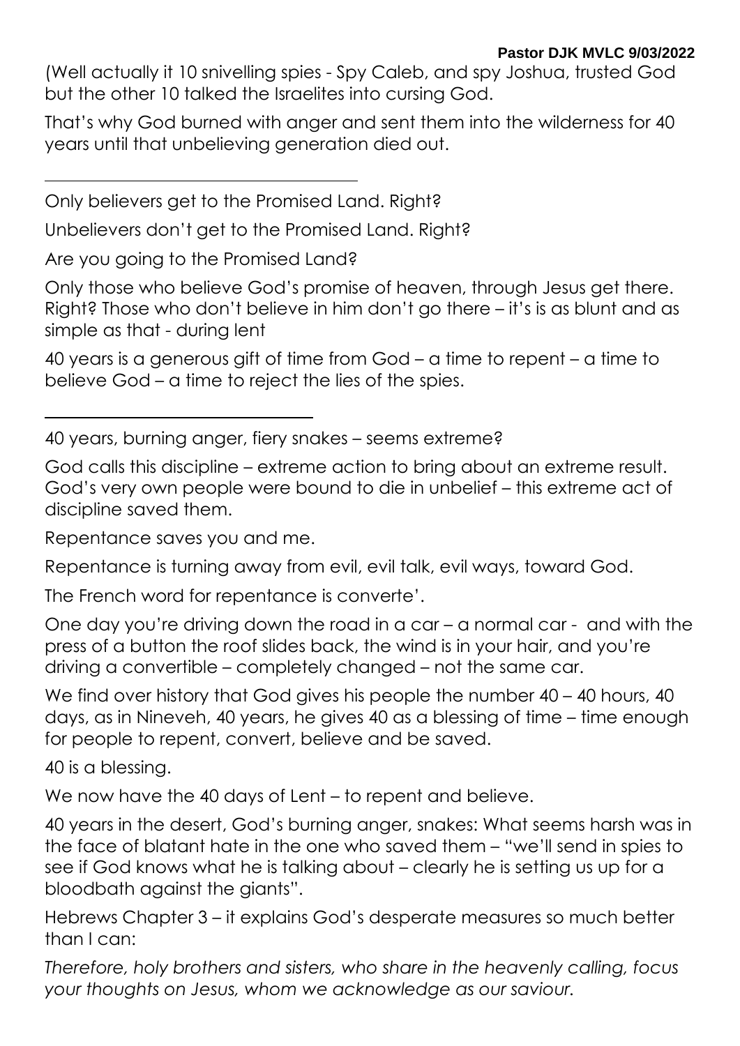(Well actually it 10 snivelling spies - Spy Caleb, and spy Joshua, trusted God but the other 10 talked the Israelites into cursing God.

That's why God burned with anger and sent them into the wilderness for 40 years until that unbelieving generation died out.

---

Only believers get to the Promised Land. Right?

Unbelievers don't get to the Promised Land. Right?

Are you going to the Promised Land?

Only those who believe God's promise of heaven, through Jesus get there. Right? Those who don't believe in him don't go there – it's is as blunt and as simple as that - during lent

40 years is a generous gift of time from God – a time to repent – a time to believe God – a time to reject the lies of the spies.

---

40 years, burning anger, fiery snakes – seems extreme?

God calls this discipline – extreme action to bring about an extreme result. God's very own people were bound to die in unbelief – this extreme act of discipline saved them.

Repentance saves you and me.

Repentance is turning away from evil, evil talk, evil ways, toward God.

The French word for repentance is converte'.

One day you're driving down the road in a car – a normal car - and with the press of a button the roof slides back, the wind is in your hair, and you're driving a convertible – completely changed – not the same car.

We find over history that God gives his people the number 40 – 40 hours, 40 days, as in Nineveh, 40 years, he gives 40 as a blessing of time – time enough for people to repent, convert, believe and be saved.

40 is a blessing.

We now have the 40 days of Lent – to repent and believe.

40 years in the desert, God's burning anger, snakes: What seems harsh was in the face of blatant hate in the one who saved them – "we'll send in spies to see if God knows what he is talking about – clearly he is setting us up for a bloodbath against the giants".

Hebrews Chapter 3 – it explains God's desperate measures so much better than I can:

*Therefore, holy brothers and sisters, who share in the heavenly calling, focus your thoughts on Jesus, whom we acknowledge as our saviour.*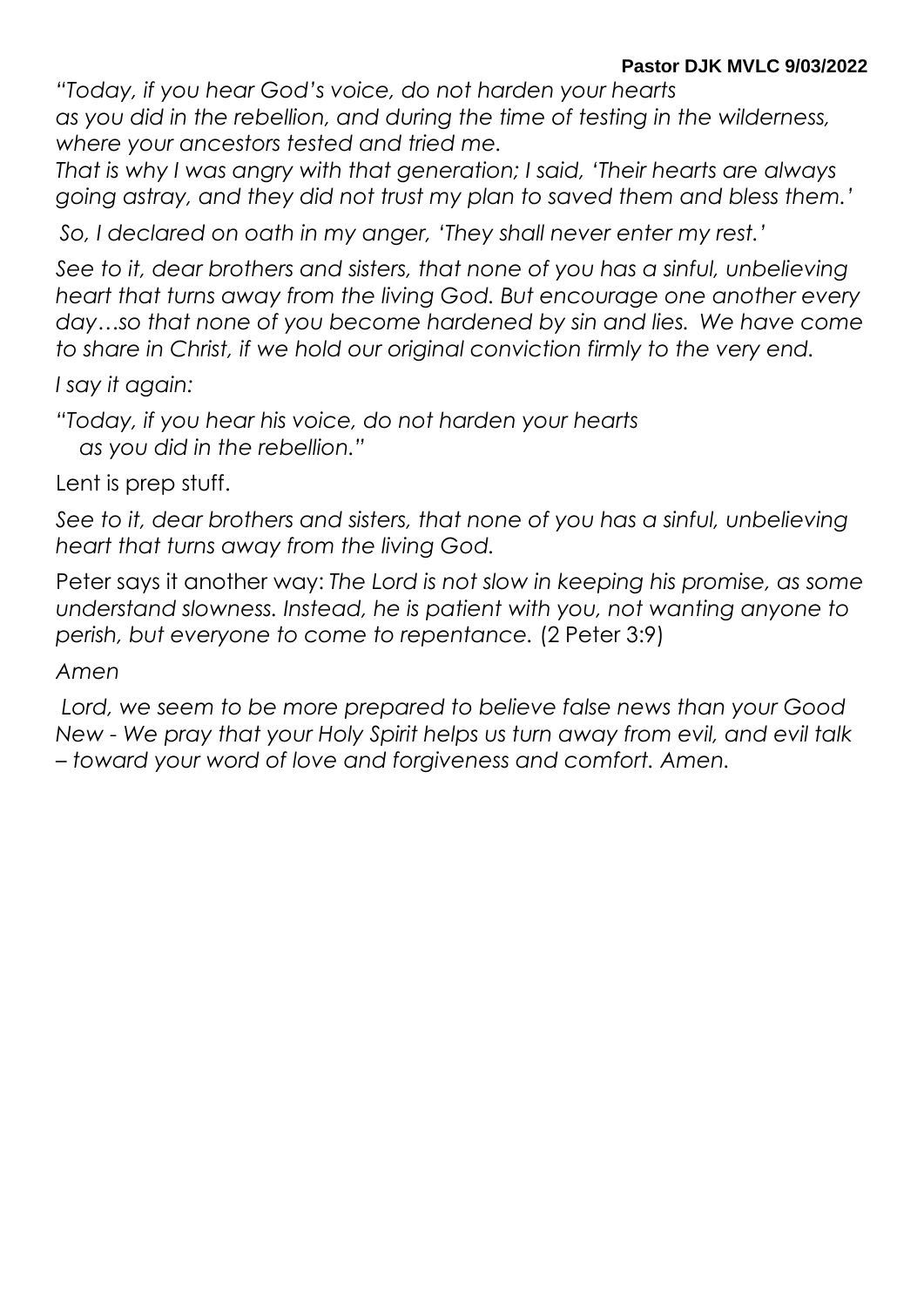*"Today, if you hear God's voice, do not harden your hearts*
*as you did in the rebellion, and during the time of testing in the wilderness, where your ancestors tested and tried me.*
*That is why I was angry with that generation; I said, 'Their hearts are always going astray, and they did not trust my plan to saved them and bless them.'*

*So, I declared on oath in my anger, 'They shall never enter my rest.'*

*See to it, dear brothers and sisters, that none of you has a sinful, unbelieving heart that turns away from the living God. But encourage one another every day…so that none of you become hardened by sin and lies. We have come to share in Christ, if we hold our original conviction firmly to the very end.*

*I say it again:*

*"Today, if you hear his voice, do not harden your hearts*
*as you did in the rebellion."*

Lent is prep stuff.

*See to it, dear brothers and sisters, that none of you has a sinful, unbelieving heart that turns away from the living God.*

Peter says it another way: *The Lord is not slow in keeping his promise, as some understand slowness. Instead, he is patient with you, not wanting anyone to perish, but everyone to come to repentance.* (2 Peter 3:9)

*Amen*

*Lord, we seem to be more prepared to believe false news than your Good New - We pray that your Holy Spirit helps us turn away from evil, and evil talk – toward your word of love and forgiveness and comfort. Amen.*